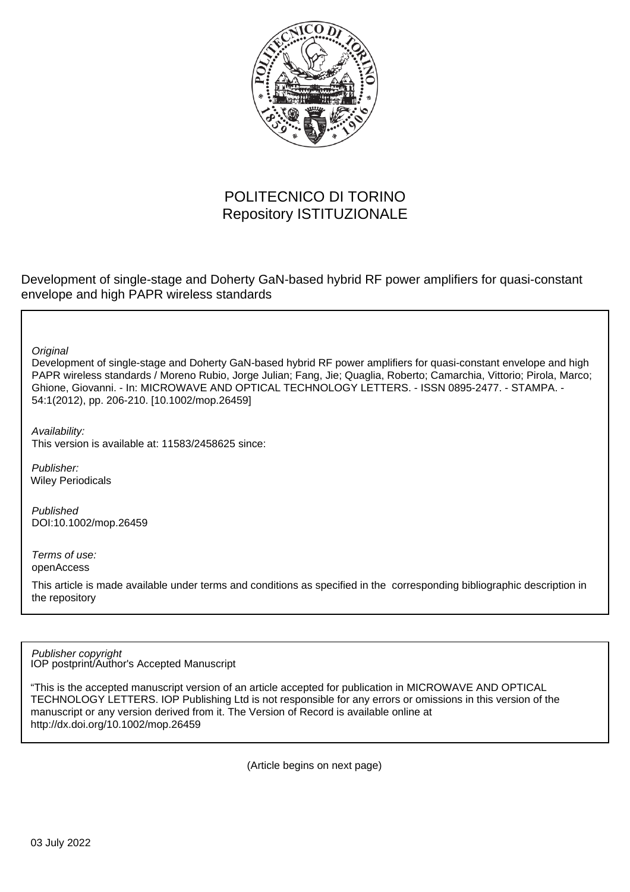POLITECNICO DI TORINO
Repository ISTITUZIONALE

Development of single-stage and Doherty GaN-based hybrid RF power amplifiers for quasi-constant envelope and high PAPR wireless standards

*Original*
Development of single-stage and Doherty GaN-based hybrid RF power amplifiers for quasi-constant envelope and high PAPR wireless standards / Moreno Rubio, Jorge Julian; Fang, Jie; Quaglia, Roberto; Camarchia, Vittorio; Pirola, Marco; Ghione, Giovanni. - In: MICROWAVE AND OPTICAL TECHNOLOGY LETTERS. - ISSN 0895-2477. - STAMPA. - 54:1(2012), pp. 206-210. [10.1002/mop.26459]

*Availability:*
This version is available at: 11583/2458625 since:

*Publisher:*
Wiley Periodicals

*Published*
DOI:10.1002/mop.26459

*Terms of use:*
openAccess

This article is made available under terms and conditions as specified in the corresponding bibliographic description in the repository

*Publisher copyright*
IOP postprint/Author's Accepted Manuscript

"This is the accepted manuscript version of an article accepted for publication in MICROWAVE AND OPTICAL TECHNOLOGY LETTERS. IOP Publishing Ltd is not responsible for any errors or omissions in this version of the manuscript or any version derived from it. The Version of Record is available online at http://dx.doi.org/10.1002/mop.26459

(Article begins on next page)

03 July 2022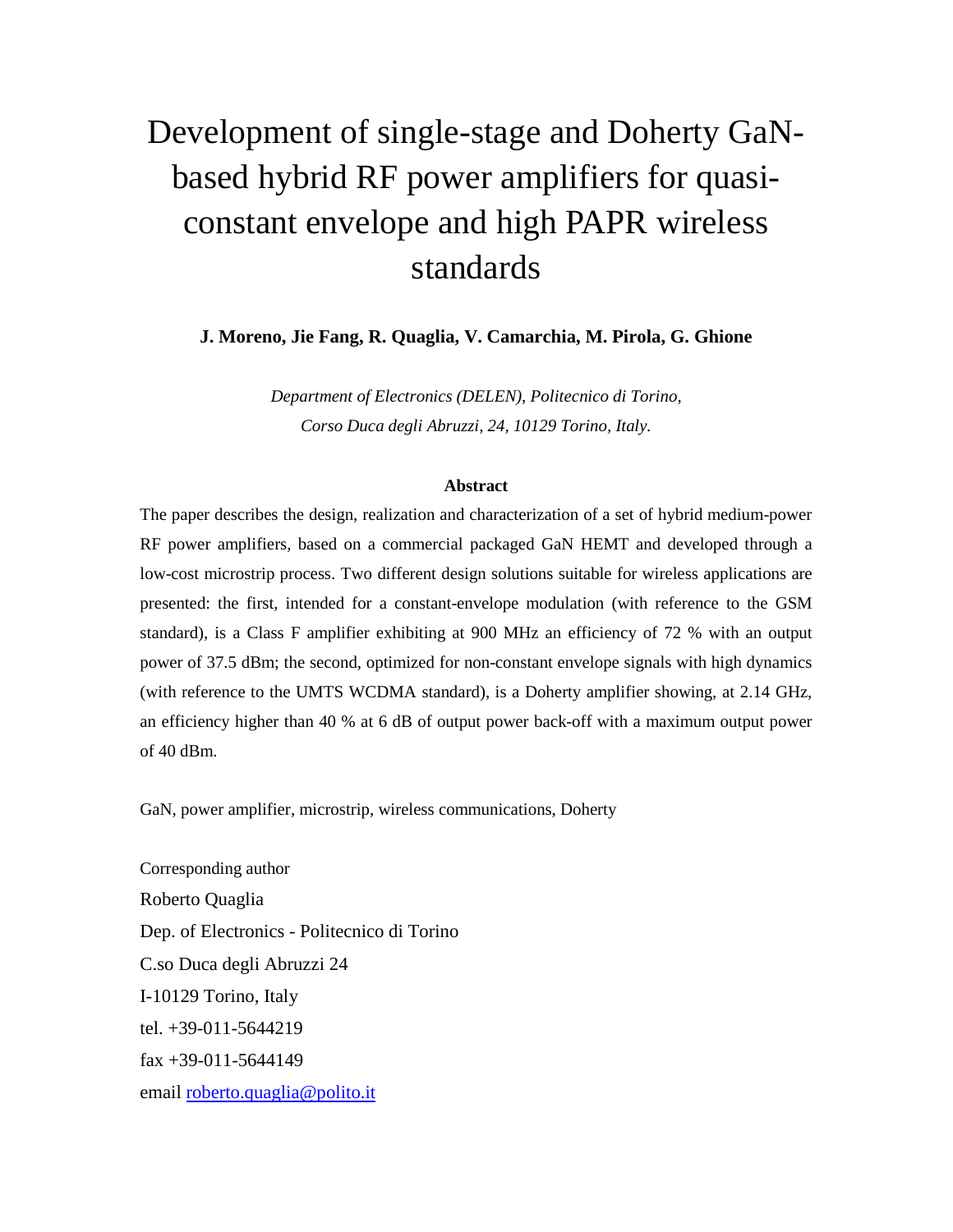# Development of single-stage and Doherty GaN-based hybrid RF power amplifiers for quasi-constant envelope and high PAPR wireless standards

**J. Moreno, Jie Fang, R. Quaglia, V. Camarchia, M. Pirola, G. Ghione**

*Department of Electronics (DELEN), Politecnico di Torino,*
*Corso Duca degli Abruzzi, 24, 10129 Torino, Italy.*

**Abstract**

The paper describes the design, realization and characterization of a set of hybrid medium-power RF power amplifiers, based on a commercial packaged GaN HEMT and developed through a low-cost microstrip process. Two different design solutions suitable for wireless applications are presented: the first, intended for a constant-envelope modulation (with reference to the GSM standard), is a Class F amplifier exhibiting at 900 MHz an efficiency of 72 % with an output power of 37.5 dBm; the second, optimized for non-constant envelope signals with high dynamics (with reference to the UMTS WCDMA standard), is a Doherty amplifier showing, at 2.14 GHz, an efficiency higher than 40 % at 6 dB of output power back-off with a maximum output power of 40 dBm.

GaN, power amplifier, microstrip, wireless communications, Doherty

Corresponding author
Roberto Quaglia
Dep. of Electronics - Politecnico di Torino
C.so Duca degli Abruzzi 24
I-10129 Torino, Italy
tel. +39-011-5644219
fax +39-011-5644149
email roberto.quaglia@polito.it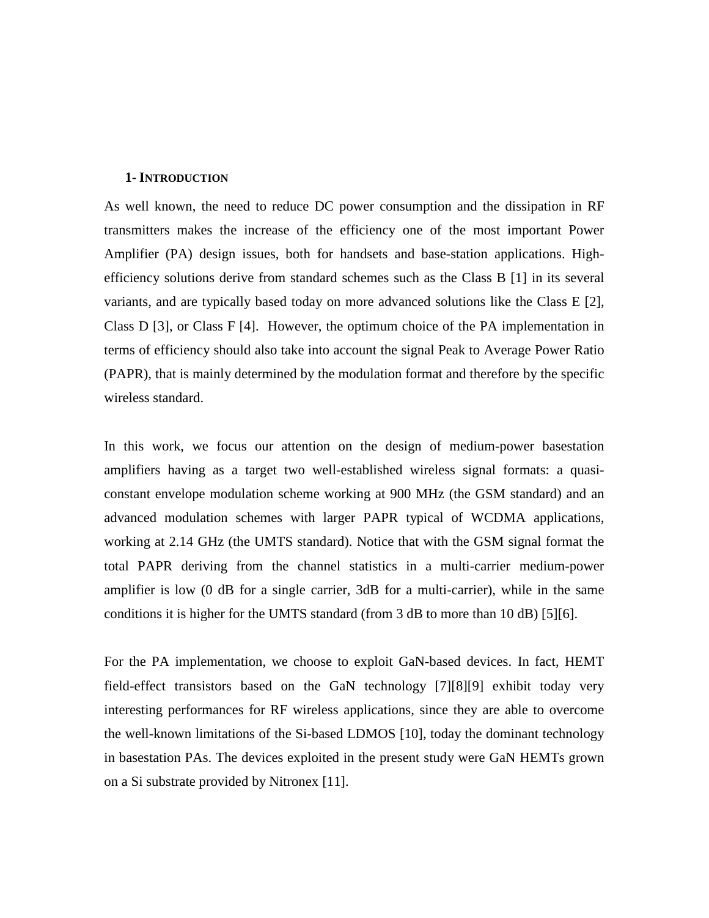## 1- INTRODUCTION

As well known, the need to reduce DC power consumption and the dissipation in RF transmitters makes the increase of the efficiency one of the most important Power Amplifier (PA) design issues, both for handsets and base-station applications. High-efficiency solutions derive from standard schemes such as the Class B [1] in its several variants, and are typically based today on more advanced solutions like the Class E [2], Class D [3], or Class F [4]. However, the optimum choice of the PA implementation in terms of efficiency should also take into account the signal Peak to Average Power Ratio (PAPR), that is mainly determined by the modulation format and therefore by the specific wireless standard.

In this work, we focus our attention on the design of medium-power basestation amplifiers having as a target two well-established wireless signal formats: a quasi-constant envelope modulation scheme working at 900 MHz (the GSM standard) and an advanced modulation schemes with larger PAPR typical of WCDMA applications, working at 2.14 GHz (the UMTS standard). Notice that with the GSM signal format the total PAPR deriving from the channel statistics in a multi-carrier medium-power amplifier is low (0 dB for a single carrier, 3dB for a multi-carrier), while in the same conditions it is higher for the UMTS standard (from 3 dB to more than 10 dB) [5][6].

For the PA implementation, we choose to exploit GaN-based devices. In fact, HEMT field-effect transistors based on the GaN technology [7][8][9] exhibit today very interesting performances for RF wireless applications, since they are able to overcome the well-known limitations of the Si-based LDMOS [10], today the dominant technology in basestation PAs. The devices exploited in the present study were GaN HEMTs grown on a Si substrate provided by Nitronex [11].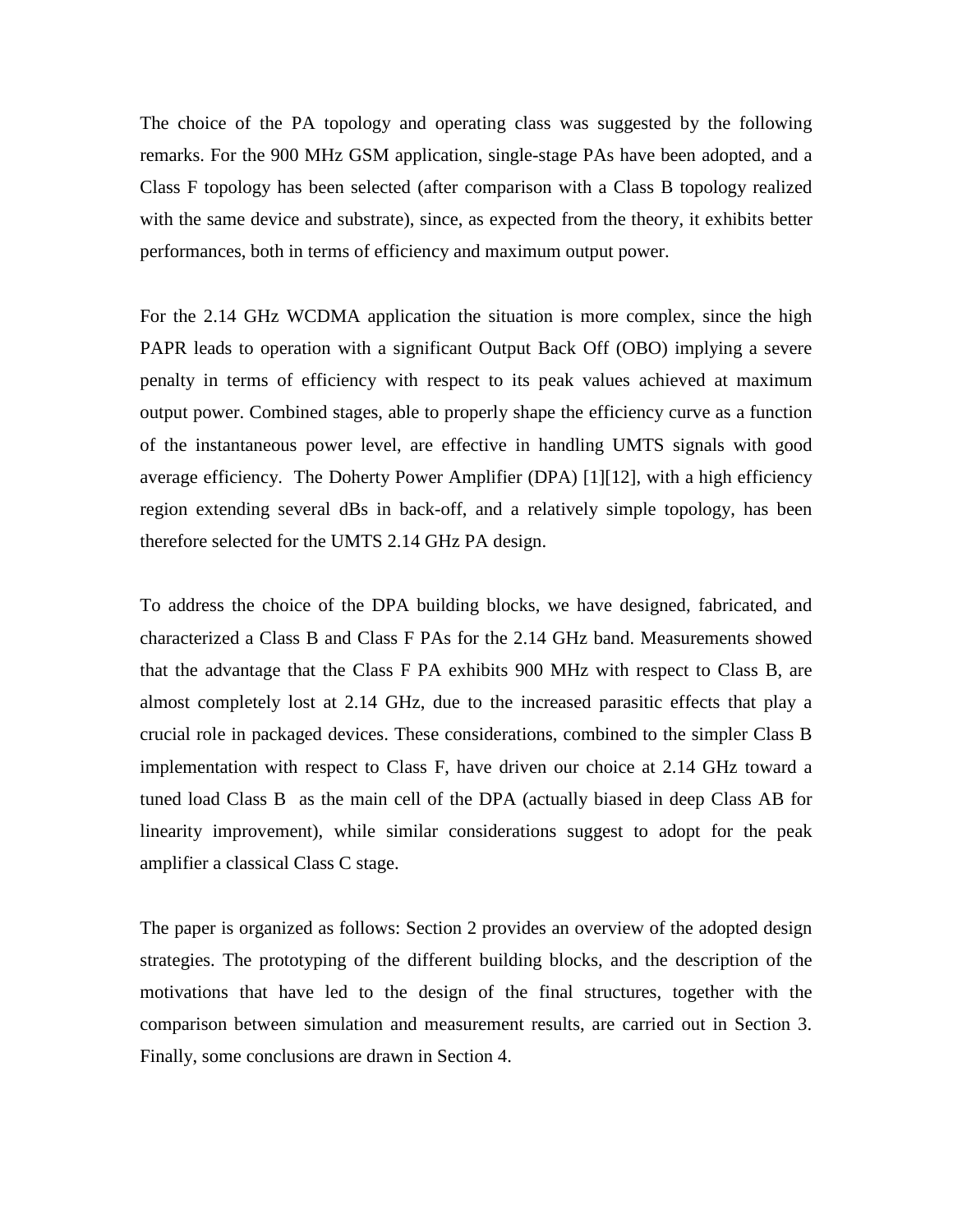The choice of the PA topology and operating class was suggested by the following remarks. For the 900 MHz GSM application, single-stage PAs have been adopted, and a Class F topology has been selected (after comparison with a Class B topology realized with the same device and substrate), since, as expected from the theory, it exhibits better performances, both in terms of efficiency and maximum output power.

For the 2.14 GHz WCDMA application the situation is more complex, since the high PAPR leads to operation with a significant Output Back Off (OBO) implying a severe penalty in terms of efficiency with respect to its peak values achieved at maximum output power. Combined stages, able to properly shape the efficiency curve as a function of the instantaneous power level, are effective in handling UMTS signals with good average efficiency. The Doherty Power Amplifier (DPA) [1][12], with a high efficiency region extending several dBs in back-off, and a relatively simple topology, has been therefore selected for the UMTS 2.14 GHz PA design.

To address the choice of the DPA building blocks, we have designed, fabricated, and characterized a Class B and Class F PAs for the 2.14 GHz band. Measurements showed that the advantage that the Class F PA exhibits 900 MHz with respect to Class B, are almost completely lost at 2.14 GHz, due to the increased parasitic effects that play a crucial role in packaged devices. These considerations, combined to the simpler Class B implementation with respect to Class F, have driven our choice at 2.14 GHz toward a tuned load Class B as the main cell of the DPA (actually biased in deep Class AB for linearity improvement), while similar considerations suggest to adopt for the peak amplifier a classical Class C stage.

The paper is organized as follows: Section 2 provides an overview of the adopted design strategies. The prototyping of the different building blocks, and the description of the motivations that have led to the design of the final structures, together with the comparison between simulation and measurement results, are carried out in Section 3. Finally, some conclusions are drawn in Section 4.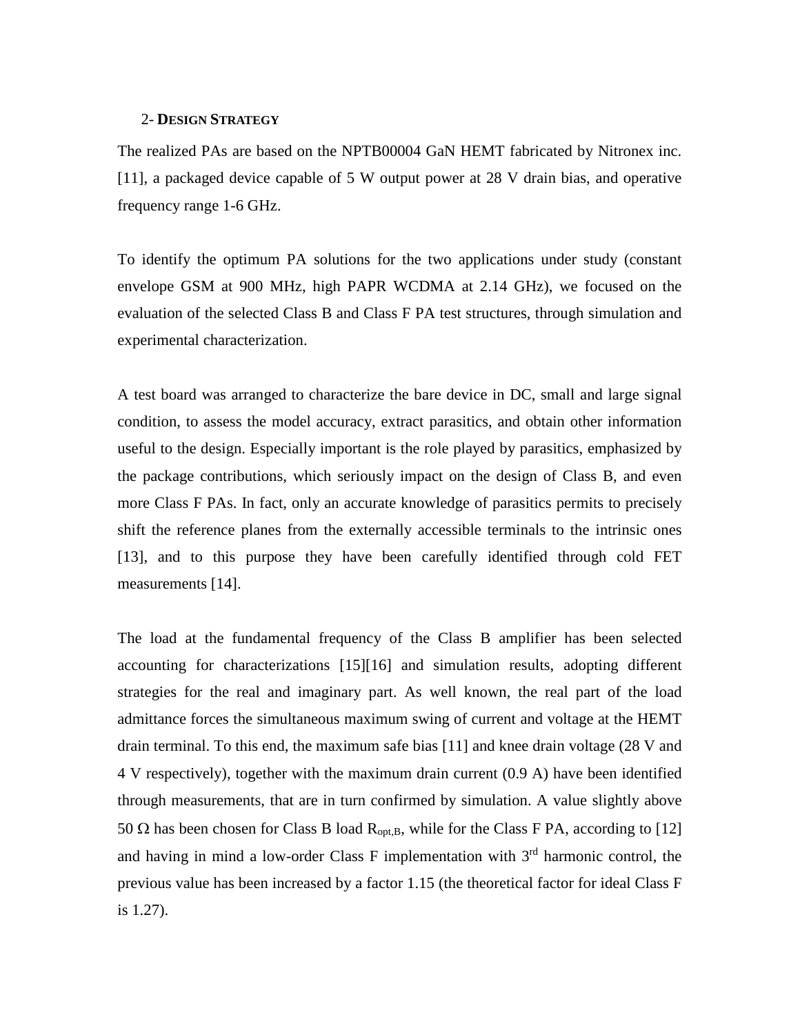## 2- DESIGN STRATEGY

The realized PAs are based on the NPTB00004 GaN HEMT fabricated by Nitronex inc. [11], a packaged device capable of 5 W output power at 28 V drain bias, and operative frequency range 1-6 GHz.

To identify the optimum PA solutions for the two applications under study (constant envelope GSM at 900 MHz, high PAPR WCDMA at 2.14 GHz), we focused on the evaluation of the selected Class B and Class F PA test structures, through simulation and experimental characterization.

A test board was arranged to characterize the bare device in DC, small and large signal condition, to assess the model accuracy, extract parasitics, and obtain other information useful to the design. Especially important is the role played by parasitics, emphasized by the package contributions, which seriously impact on the design of Class B, and even more Class F PAs. In fact, only an accurate knowledge of parasitics permits to precisely shift the reference planes from the externally accessible terminals to the intrinsic ones [13], and to this purpose they have been carefully identified through cold FET measurements [14].

The load at the fundamental frequency of the Class B amplifier has been selected accounting for characterizations [15][16] and simulation results, adopting different strategies for the real and imaginary part. As well known, the real part of the load admittance forces the simultaneous maximum swing of current and voltage at the HEMT drain terminal. To this end, the maximum safe bias [11] and knee drain voltage (28 V and 4 V respectively), together with the maximum drain current (0.9 A) have been identified through measurements, that are in turn confirmed by simulation. A value slightly above 50 Ω has been chosen for Class B load $R_{opt,B}$, while for the Class F PA, according to [12] and having in mind a low-order Class F implementation with 3rd harmonic control, the previous value has been increased by a factor 1.15 (the theoretical factor for ideal Class F is 1.27).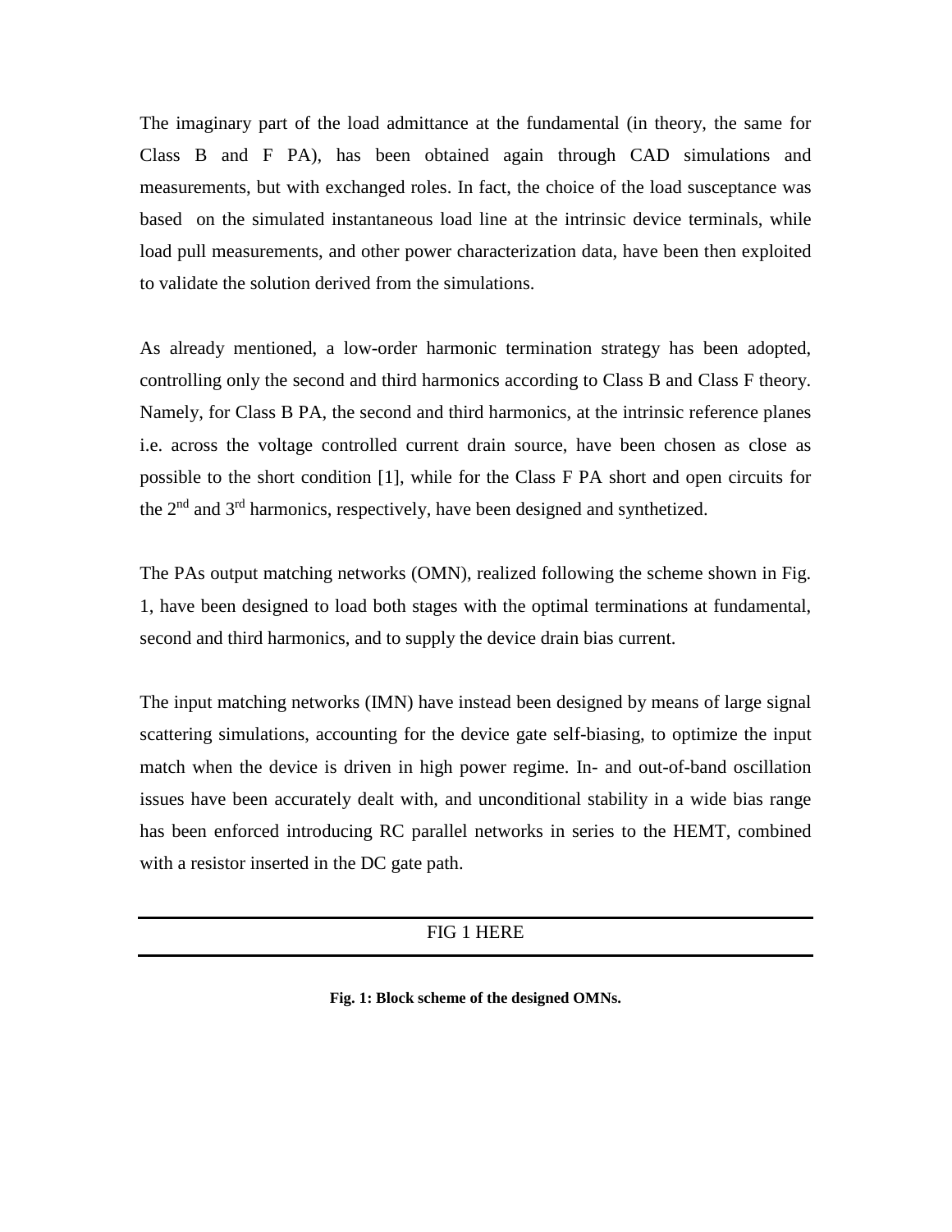The imaginary part of the load admittance at the fundamental (in theory, the same for Class B and F PA), has been obtained again through CAD simulations and measurements, but with exchanged roles. In fact, the choice of the load susceptance was based on the simulated instantaneous load line at the intrinsic device terminals, while load pull measurements, and other power characterization data, have been then exploited to validate the solution derived from the simulations.

As already mentioned, a low-order harmonic termination strategy has been adopted, controlling only the second and third harmonics according to Class B and Class F theory. Namely, for Class B PA, the second and third harmonics, at the intrinsic reference planes i.e. across the voltage controlled current drain source, have been chosen as close as possible to the short condition [1], while for the Class F PA short and open circuits for the 2nd and 3rd harmonics, respectively, have been designed and synthetized.

The PAs output matching networks (OMN), realized following the scheme shown in Fig. 1, have been designed to load both stages with the optimal terminations at fundamental, second and third harmonics, and to supply the device drain bias current.

The input matching networks (IMN) have instead been designed by means of large signal scattering simulations, accounting for the device gate self-biasing, to optimize the input match when the device is driven in high power regime. In- and out-of-band oscillation issues have been accurately dealt with, and unconditional stability in a wide bias range has been enforced introducing RC parallel networks in series to the HEMT, combined with a resistor inserted in the DC gate path.

FIG 1 HERE

**Fig. 1: Block scheme of the designed OMNs.**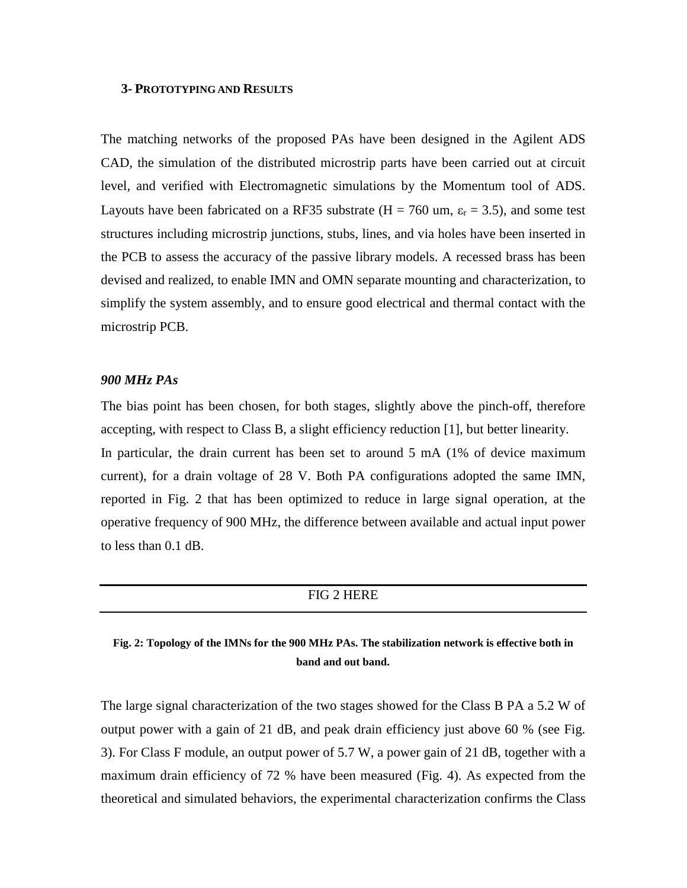### 3- Prototyping and Results

The matching networks of the proposed PAs have been designed in the Agilent ADS CAD, the simulation of the distributed microstrip parts have been carried out at circuit level, and verified with Electromagnetic simulations by the Momentum tool of ADS. Layouts have been fabricated on a RF35 substrate (H = 760 um, $\varepsilon_r$ = 3.5), and some test structures including microstrip junctions, stubs, lines, and via holes have been inserted in the PCB to assess the accuracy of the passive library models. A recessed brass has been devised and realized, to enable IMN and OMN separate mounting and characterization, to simplify the system assembly, and to ensure good electrical and thermal contact with the microstrip PCB.

***900 MHz PAs***

The bias point has been chosen, for both stages, slightly above the pinch-off, therefore accepting, with respect to Class B, a slight efficiency reduction [1], but better linearity. In particular, the drain current has been set to around 5 mA (1% of device maximum current), for a drain voltage of 28 V. Both PA configurations adopted the same IMN, reported in Fig. 2 that has been optimized to reduce in large signal operation, at the operative frequency of 900 MHz, the difference between available and actual input power to less than 0.1 dB.

FIG 2 HERE

**Fig. 2: Topology of the IMNs for the 900 MHz PAs. The stabilization network is effective both in band and out band.**

The large signal characterization of the two stages showed for the Class B PA a 5.2 W of output power with a gain of 21 dB, and peak drain efficiency just above 60 % (see Fig. 3). For Class F module, an output power of 5.7 W, a power gain of 21 dB, together with a maximum drain efficiency of 72 % have been measured (Fig. 4). As expected from the theoretical and simulated behaviors, the experimental characterization confirms the Class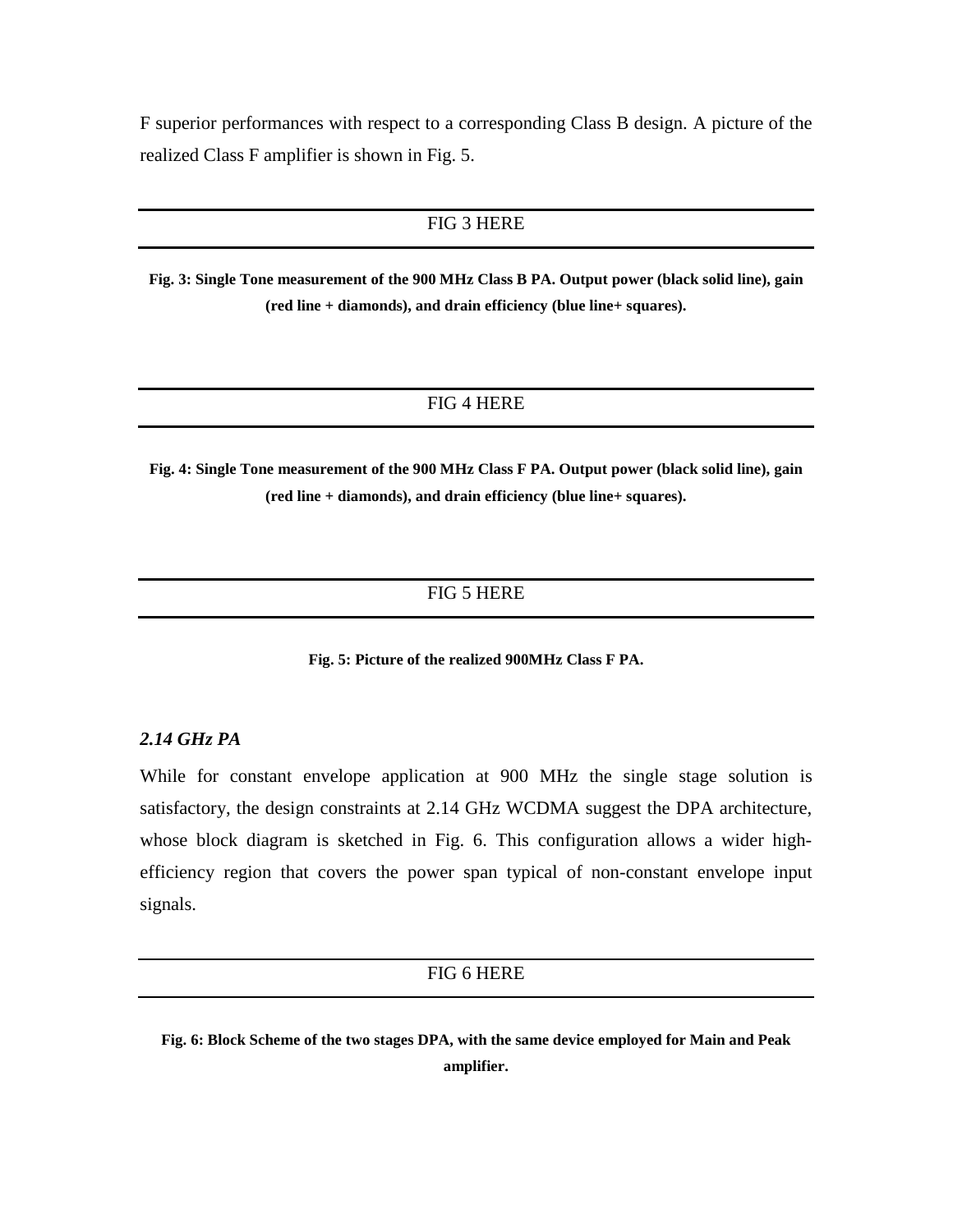F superior performances with respect to a corresponding Class B design. A picture of the realized Class F amplifier is shown in Fig. 5.

FIG 3 HERE

**Fig. 3: Single Tone measurement of the 900 MHz Class B PA. Output power (black solid line), gain (red line + diamonds), and drain efficiency (blue line+ squares).**

FIG 4 HERE

**Fig. 4: Single Tone measurement of the 900 MHz Class F PA. Output power (black solid line), gain (red line + diamonds), and drain efficiency (blue line+ squares).**

FIG 5 HERE

**Fig. 5: Picture of the realized 900MHz Class F PA.**

### *2.14 GHz PA*

While for constant envelope application at 900 MHz the single stage solution is satisfactory, the design constraints at 2.14 GHz WCDMA suggest the DPA architecture, whose block diagram is sketched in Fig. 6. This configuration allows a wider high-efficiency region that covers the power span typical of non-constant envelope input signals.

FIG 6 HERE

**Fig. 6: Block Scheme of the two stages DPA, with the same device employed for Main and Peak amplifier.**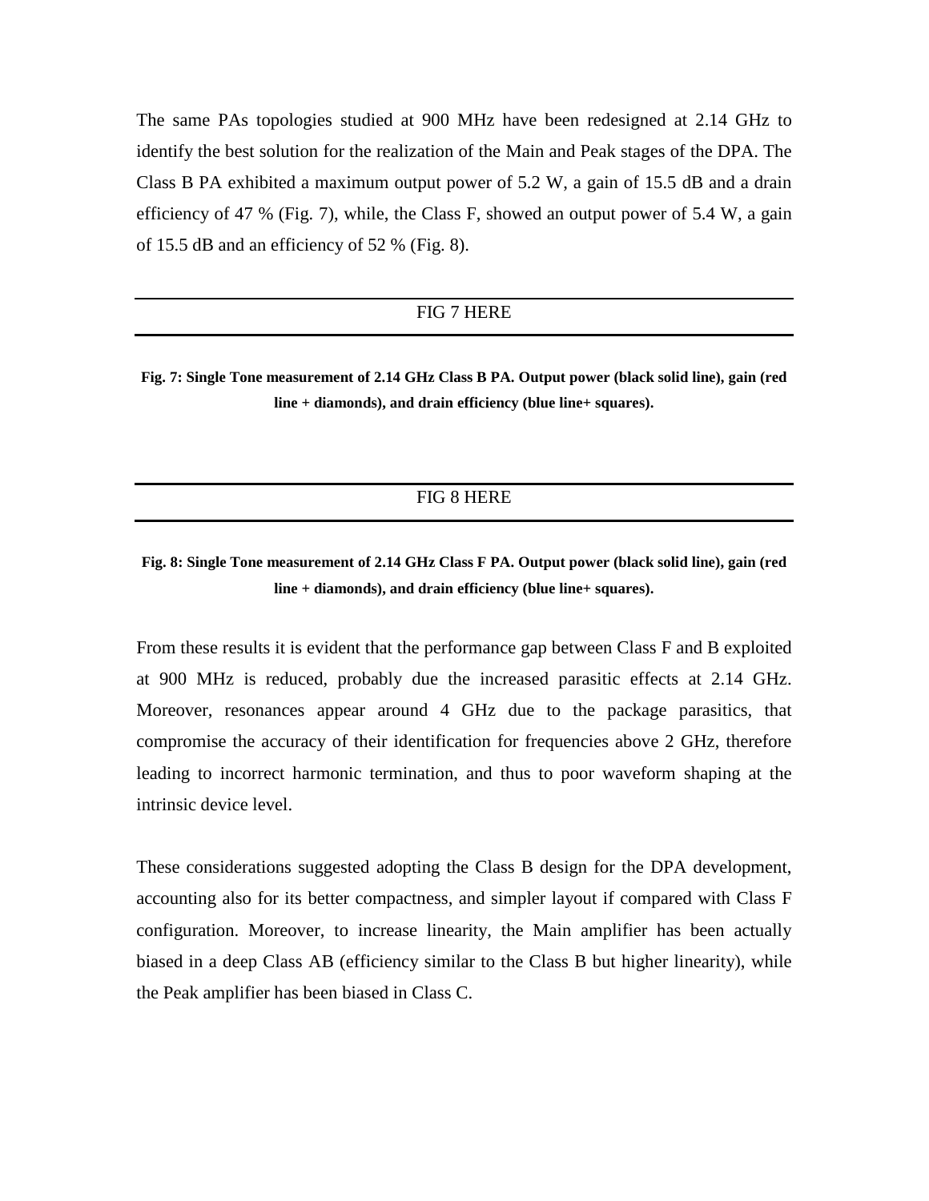The same PAs topologies studied at 900 MHz have been redesigned at 2.14 GHz to identify the best solution for the realization of the Main and Peak stages of the DPA. The Class B PA exhibited a maximum output power of 5.2 W, a gain of 15.5 dB and a drain efficiency of 47 % (Fig. 7), while, the Class F, showed an output power of 5.4 W, a gain of 15.5 dB and an efficiency of 52 % (Fig. 8).

FIG 7 HERE

**Fig. 7: Single Tone measurement of 2.14 GHz Class B PA. Output power (black solid line), gain (red line + diamonds), and drain efficiency (blue line+ squares).**

FIG 8 HERE

**Fig. 8: Single Tone measurement of 2.14 GHz Class F PA. Output power (black solid line), gain (red line + diamonds), and drain efficiency (blue line+ squares).**

From these results it is evident that the performance gap between Class F and B exploited at 900 MHz is reduced, probably due the increased parasitic effects at 2.14 GHz. Moreover, resonances appear around 4 GHz due to the package parasitics, that compromise the accuracy of their identification for frequencies above 2 GHz, therefore leading to incorrect harmonic termination, and thus to poor waveform shaping at the intrinsic device level.

These considerations suggested adopting the Class B design for the DPA development, accounting also for its better compactness, and simpler layout if compared with Class F configuration. Moreover, to increase linearity, the Main amplifier has been actually biased in a deep Class AB (efficiency similar to the Class B but higher linearity), while the Peak amplifier has been biased in Class C.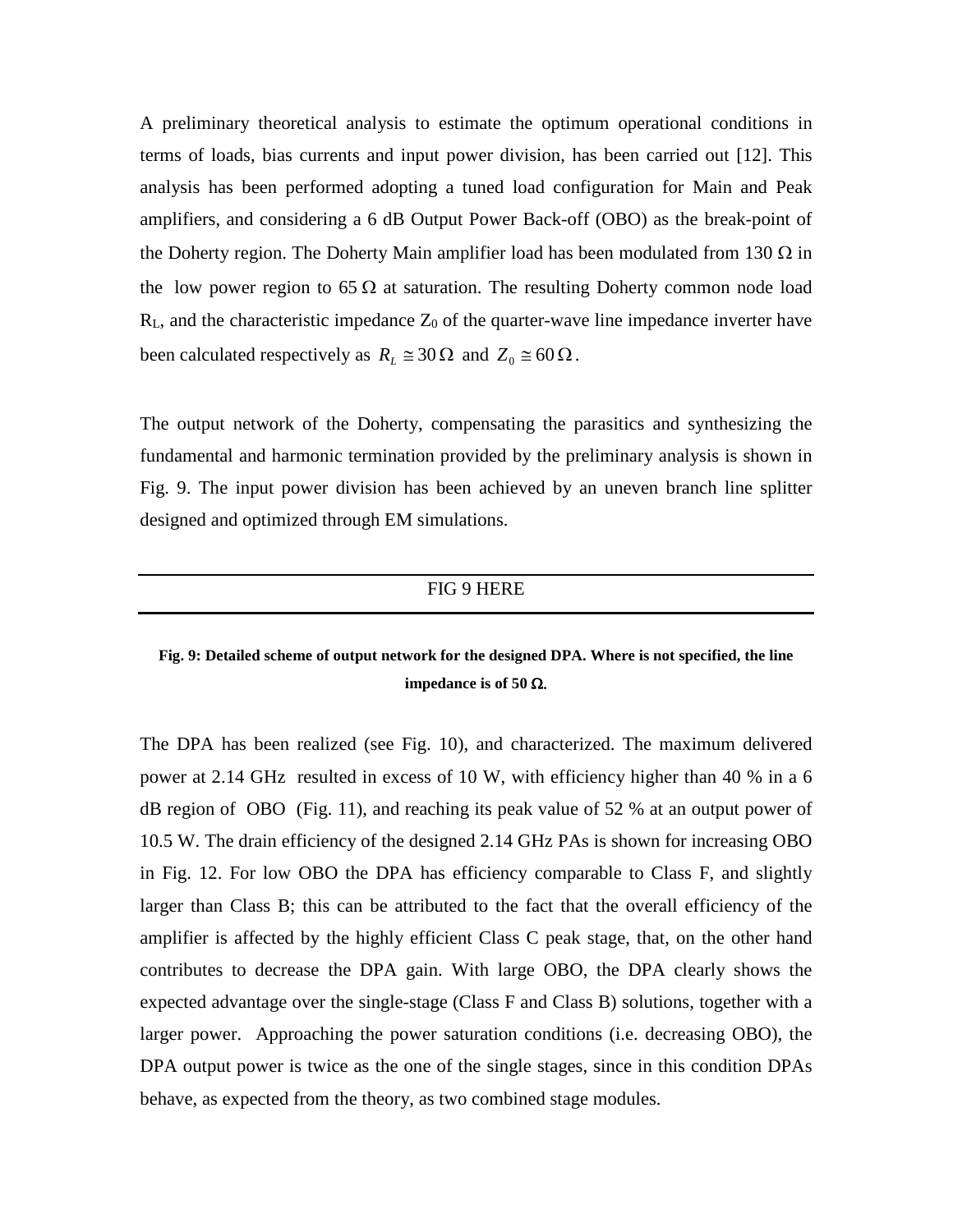A preliminary theoretical analysis to estimate the optimum operational conditions in terms of loads, bias currents and input power division, has been carried out [12]. This analysis has been performed adopting a tuned load configuration for Main and Peak amplifiers, and considering a 6 dB Output Power Back-off (OBO) as the break-point of the Doherty region. The Doherty Main amplifier load has been modulated from 130 Ω in the low power region to 65 Ω at saturation. The resulting Doherty common node load $R_L$, and the characteristic impedance $Z_0$ of the quarter-wave line impedance inverter have been calculated respectively as $R_L \cong 30\,\Omega$ and $Z_0 \cong 60\,\Omega$.

The output network of the Doherty, compensating the parasitics and synthesizing the fundamental and harmonic termination provided by the preliminary analysis is shown in Fig. 9. The input power division has been achieved by an uneven branch line splitter designed and optimized through EM simulations.

FIG 9 HERE

**Fig. 9: Detailed scheme of output network for the designed DPA. Where is not specified, the line impedance is of 50 Ω.**

The DPA has been realized (see Fig. 10), and characterized. The maximum delivered power at 2.14 GHz resulted in excess of 10 W, with efficiency higher than 40 % in a 6 dB region of OBO (Fig. 11), and reaching its peak value of 52 % at an output power of 10.5 W. The drain efficiency of the designed 2.14 GHz PAs is shown for increasing OBO in Fig. 12. For low OBO the DPA has efficiency comparable to Class F, and slightly larger than Class B; this can be attributed to the fact that the overall efficiency of the amplifier is affected by the highly efficient Class C peak stage, that, on the other hand contributes to decrease the DPA gain. With large OBO, the DPA clearly shows the expected advantage over the single-stage (Class F and Class B) solutions, together with a larger power. Approaching the power saturation conditions (i.e. decreasing OBO), the DPA output power is twice as the one of the single stages, since in this condition DPAs behave, as expected from the theory, as two combined stage modules.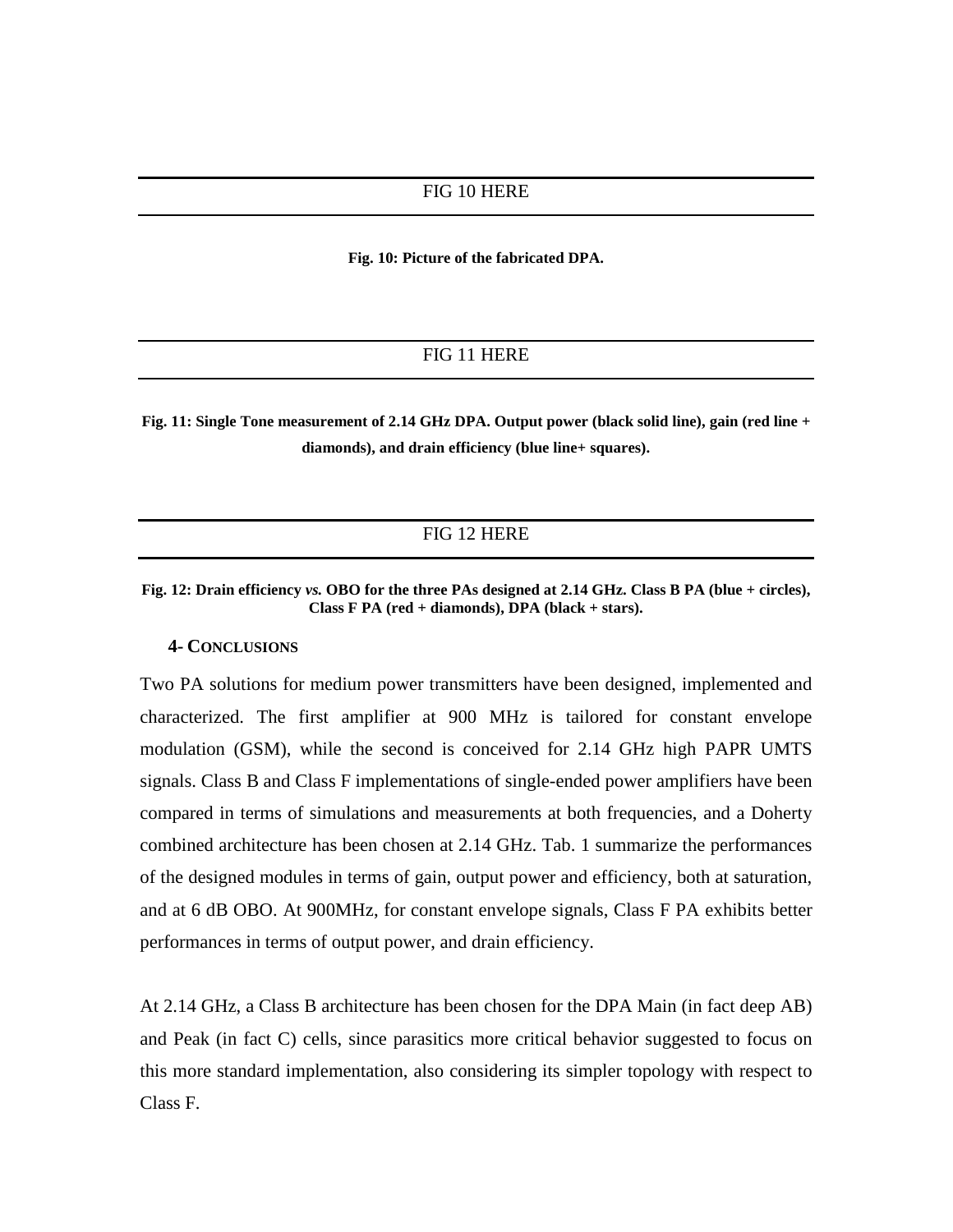FIG 10 HERE

**Fig. 10: Picture of the fabricated DPA.**

FIG 11 HERE

**Fig. 11: Single Tone measurement of 2.14 GHz DPA. Output power (black solid line), gain (red line + diamonds), and drain efficiency (blue line+ squares).**

FIG 12 HERE

**Fig. 12: Drain efficiency *vs.* OBO for the three PAs designed at 2.14 GHz. Class B PA (blue + circles), Class F PA (red + diamonds), DPA (black + stars).**

## 4- Conclusions

Two PA solutions for medium power transmitters have been designed, implemented and characterized. The first amplifier at 900 MHz is tailored for constant envelope modulation (GSM), while the second is conceived for 2.14 GHz high PAPR UMTS signals. Class B and Class F implementations of single-ended power amplifiers have been compared in terms of simulations and measurements at both frequencies, and a Doherty combined architecture has been chosen at 2.14 GHz. Tab. 1 summarize the performances of the designed modules in terms of gain, output power and efficiency, both at saturation, and at 6 dB OBO. At 900MHz, for constant envelope signals, Class F PA exhibits better performances in terms of output power, and drain efficiency.

At 2.14 GHz, a Class B architecture has been chosen for the DPA Main (in fact deep AB) and Peak (in fact C) cells, since parasitics more critical behavior suggested to focus on this more standard implementation, also considering its simpler topology with respect to Class F.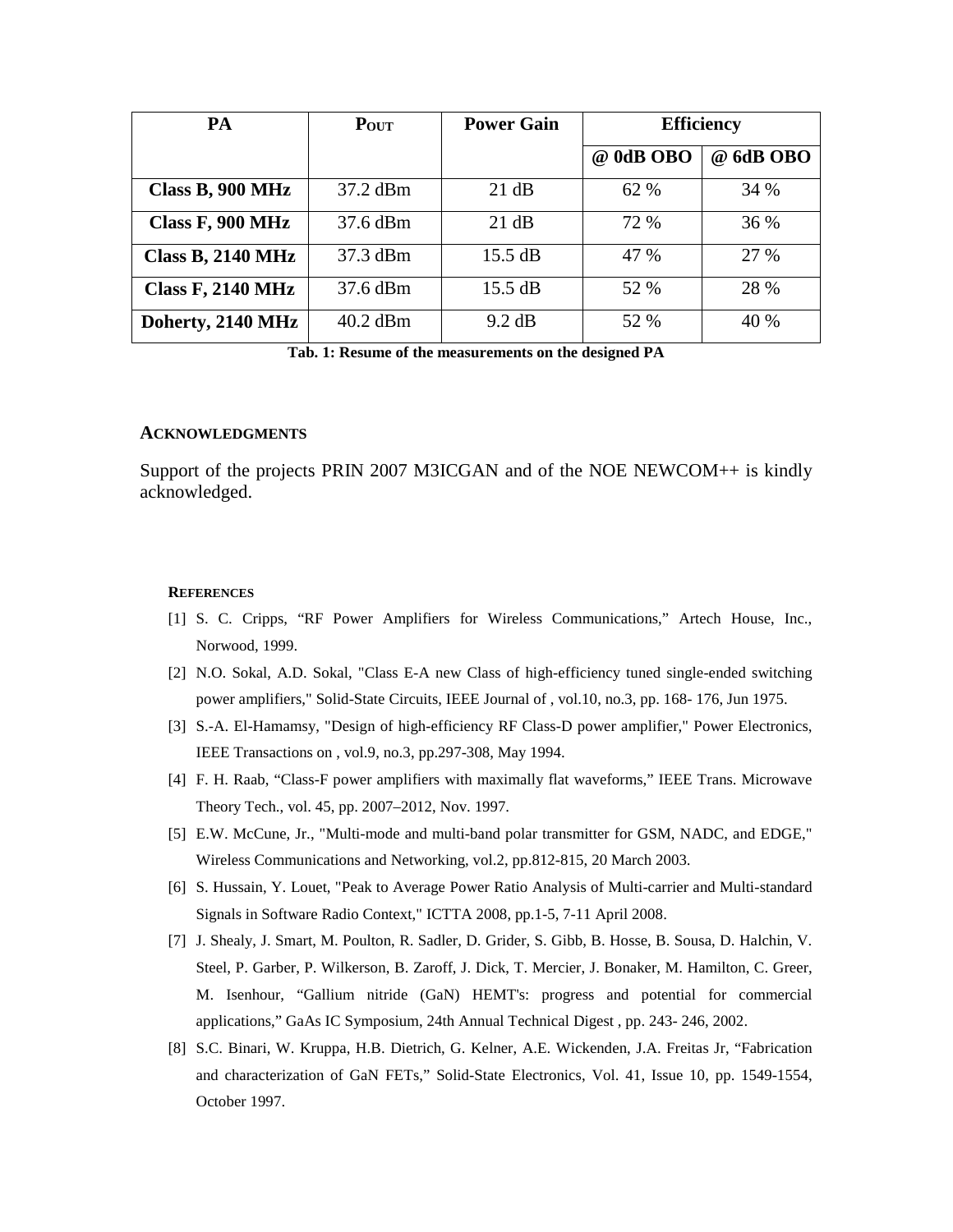| PA | $P_{OUT}$ | Power Gain | Efficiency | |
|---|---|---|---|---|
| | | | @ 0dB OBO | @ 6dB OBO |
| **Class B, 900 MHz** | 37.2 dBm | 21 dB | 62 % | 34 % |
| **Class F, 900 MHz** | 37.6 dBm | 21 dB | 72 % | 36 % |
| **Class B, 2140 MHz** | 37.3 dBm | 15.5 dB | 47 % | 27 % |
| **Class F, 2140 MHz** | 37.6 dBm | 15.5 dB | 52 % | 28 % |
| **Doherty, 2140 MHz** | 40.2 dBm | 9.2 dB | 52 % | 40 % |

**Tab. 1: Resume of the measurements on the designed PA**

## ACKNOWLEDGMENTS

Support of the projects PRIN 2007 M3ICGAN and of the NOE NEWCOM++ is kindly acknowledged.

## REFERENCES

[1] S. C. Cripps, "RF Power Amplifiers for Wireless Communications," Artech House, Inc., Norwood, 1999.

[2] N.O. Sokal, A.D. Sokal, "Class E-A new Class of high-efficiency tuned single-ended switching power amplifiers," Solid-State Circuits, IEEE Journal of , vol.10, no.3, pp. 168- 176, Jun 1975.

[3] S.-A. El-Hamamsy, "Design of high-efficiency RF Class-D power amplifier," Power Electronics, IEEE Transactions on , vol.9, no.3, pp.297-308, May 1994.

[4] F. H. Raab, "Class-F power amplifiers with maximally flat waveforms," IEEE Trans. Microwave Theory Tech., vol. 45, pp. 2007–2012, Nov. 1997.

[5] E.W. McCune, Jr., "Multi-mode and multi-band polar transmitter for GSM, NADC, and EDGE," Wireless Communications and Networking, vol.2, pp.812-815, 20 March 2003.

[6] S. Hussain, Y. Louet, "Peak to Average Power Ratio Analysis of Multi-carrier and Multi-standard Signals in Software Radio Context," ICTTA 2008, pp.1-5, 7-11 April 2008.

[7] J. Shealy, J. Smart, M. Poulton, R. Sadler, D. Grider, S. Gibb, B. Hosse, B. Sousa, D. Halchin, V. Steel, P. Garber, P. Wilkerson, B. Zaroff, J. Dick, T. Mercier, J. Bonaker, M. Hamilton, C. Greer, M. Isenhour, "Gallium nitride (GaN) HEMT's: progress and potential for commercial applications," GaAs IC Symposium, 24th Annual Technical Digest , pp. 243- 246, 2002.

[8] S.C. Binari, W. Kruppa, H.B. Dietrich, G. Kelner, A.E. Wickenden, J.A. Freitas Jr, "Fabrication and characterization of GaN FETs," Solid-State Electronics, Vol. 41, Issue 10, pp. 1549-1554, October 1997.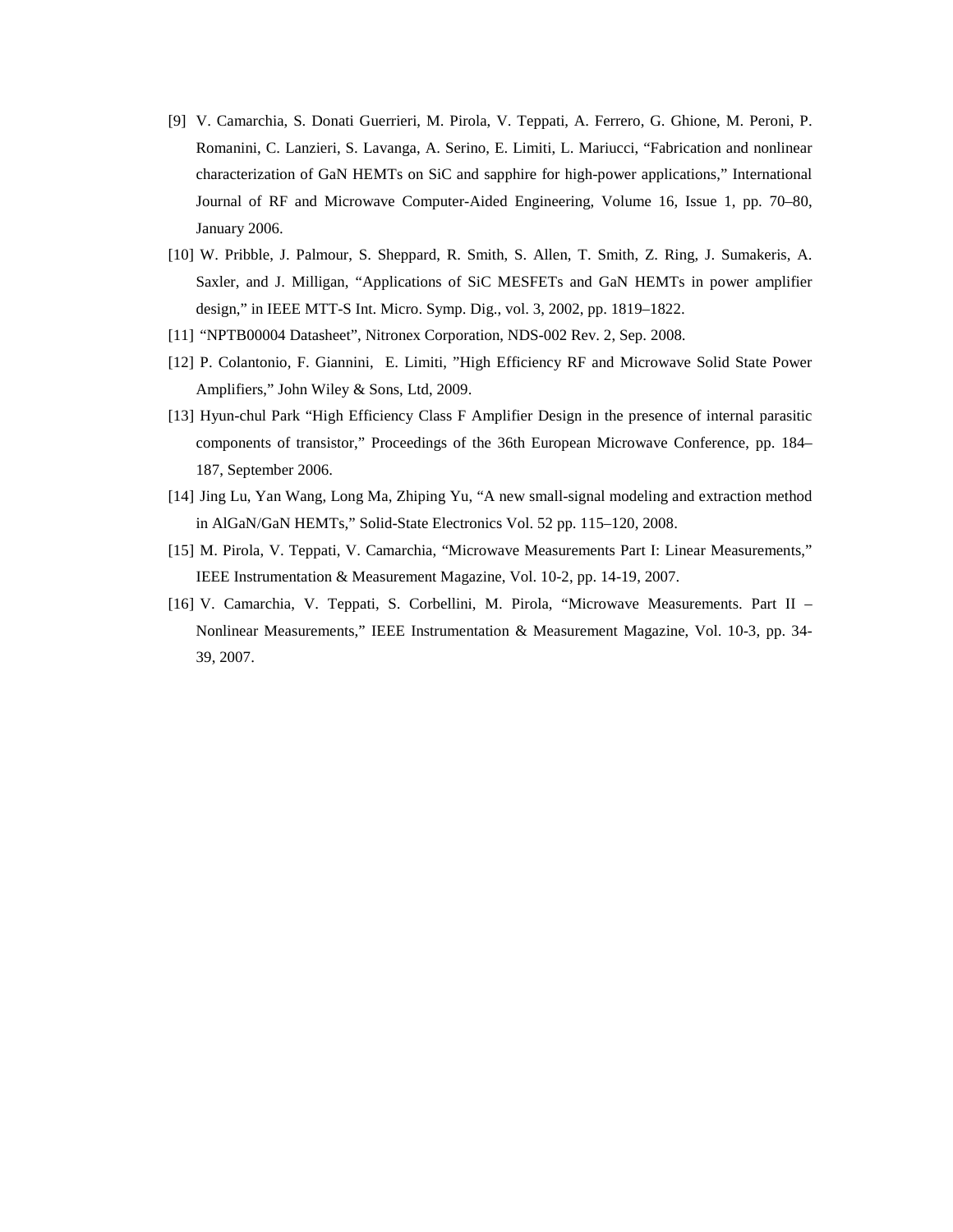[9] V. Camarchia, S. Donati Guerrieri, M. Pirola, V. Teppati, A. Ferrero, G. Ghione, M. Peroni, P. Romanini, C. Lanzieri, S. Lavanga, A. Serino, E. Limiti, L. Mariucci, "Fabrication and nonlinear characterization of GaN HEMTs on SiC and sapphire for high-power applications," International Journal of RF and Microwave Computer-Aided Engineering, Volume 16, Issue 1, pp. 70–80, January 2006.

[10] W. Pribble, J. Palmour, S. Sheppard, R. Smith, S. Allen, T. Smith, Z. Ring, J. Sumakeris, A. Saxler, and J. Milligan, "Applications of SiC MESFETs and GaN HEMTs in power amplifier design," in IEEE MTT-S Int. Micro. Symp. Dig., vol. 3, 2002, pp. 1819–1822.

[11] "NPTB00004 Datasheet", Nitronex Corporation, NDS-002 Rev. 2, Sep. 2008.

[12] P. Colantonio, F. Giannini, E. Limiti, "High Efficiency RF and Microwave Solid State Power Amplifiers," John Wiley & Sons, Ltd, 2009.

[13] Hyun-chul Park "High Efficiency Class F Amplifier Design in the presence of internal parasitic components of transistor," Proceedings of the 36th European Microwave Conference, pp. 184–187, September 2006.

[14] Jing Lu, Yan Wang, Long Ma, Zhiping Yu, "A new small-signal modeling and extraction method in AlGaN/GaN HEMTs," Solid-State Electronics Vol. 52 pp. 115–120, 2008.

[15] M. Pirola, V. Teppati, V. Camarchia, "Microwave Measurements Part I: Linear Measurements," IEEE Instrumentation & Measurement Magazine, Vol. 10-2, pp. 14-19, 2007.

[16] V. Camarchia, V. Teppati, S. Corbellini, M. Pirola, "Microwave Measurements. Part II – Nonlinear Measurements," IEEE Instrumentation & Measurement Magazine, Vol. 10-3, pp. 34-39, 2007.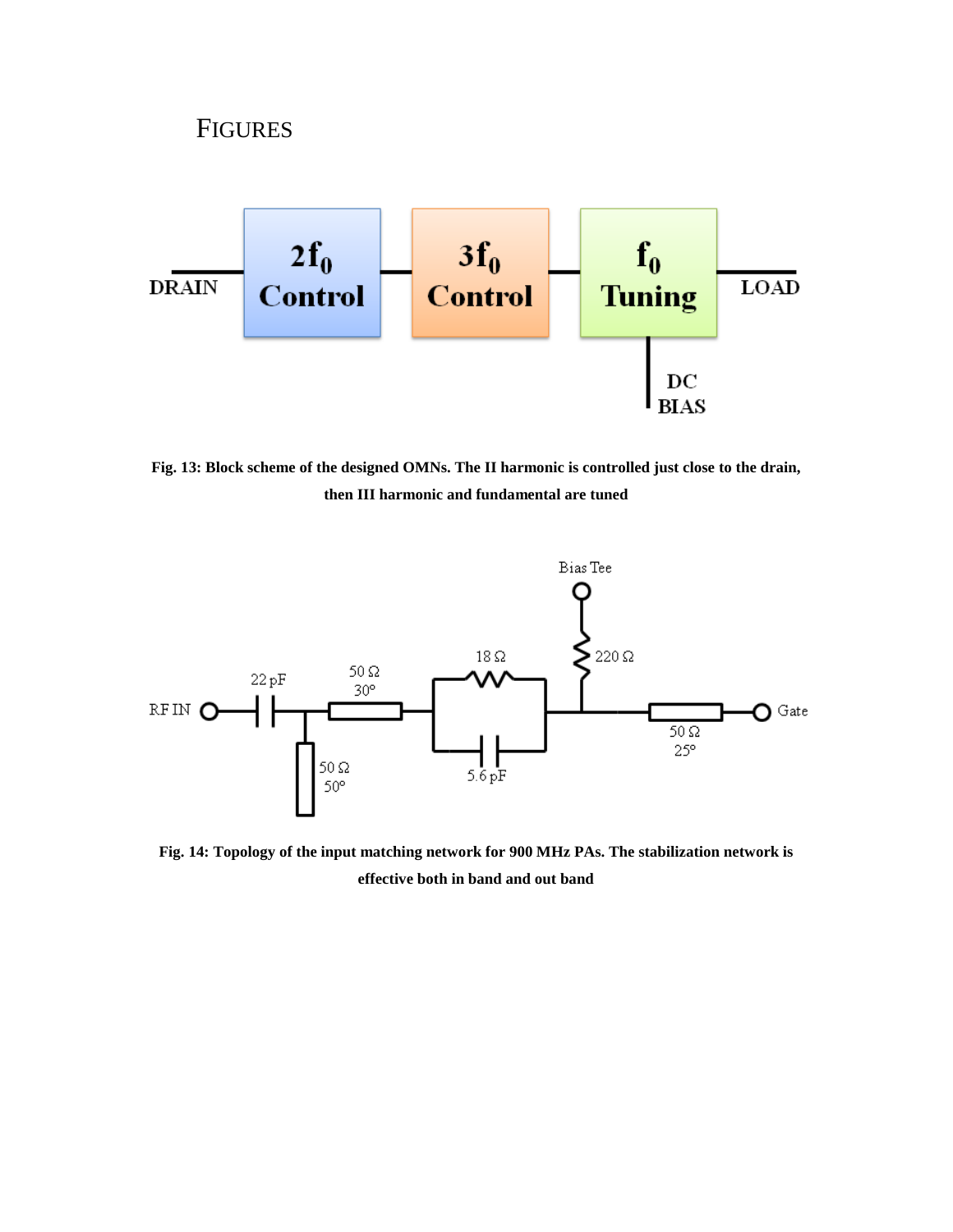# FIGURES

**Fig. 13: Block scheme of the designed OMNs. The II harmonic is controlled just close to the drain, then III harmonic and fundamental are tuned**

**Fig. 14: Topology of the input matching network for 900 MHz PAs. The stabilization network is effective both in band and out band**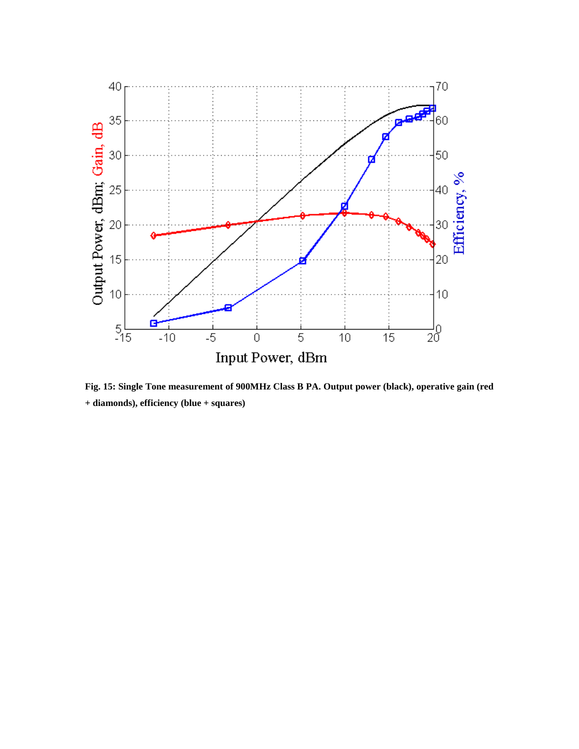**Fig. 15: Single Tone measurement of 900MHz Class B PA. Output power (black), operative gain (red + diamonds), efficiency (blue + squares)**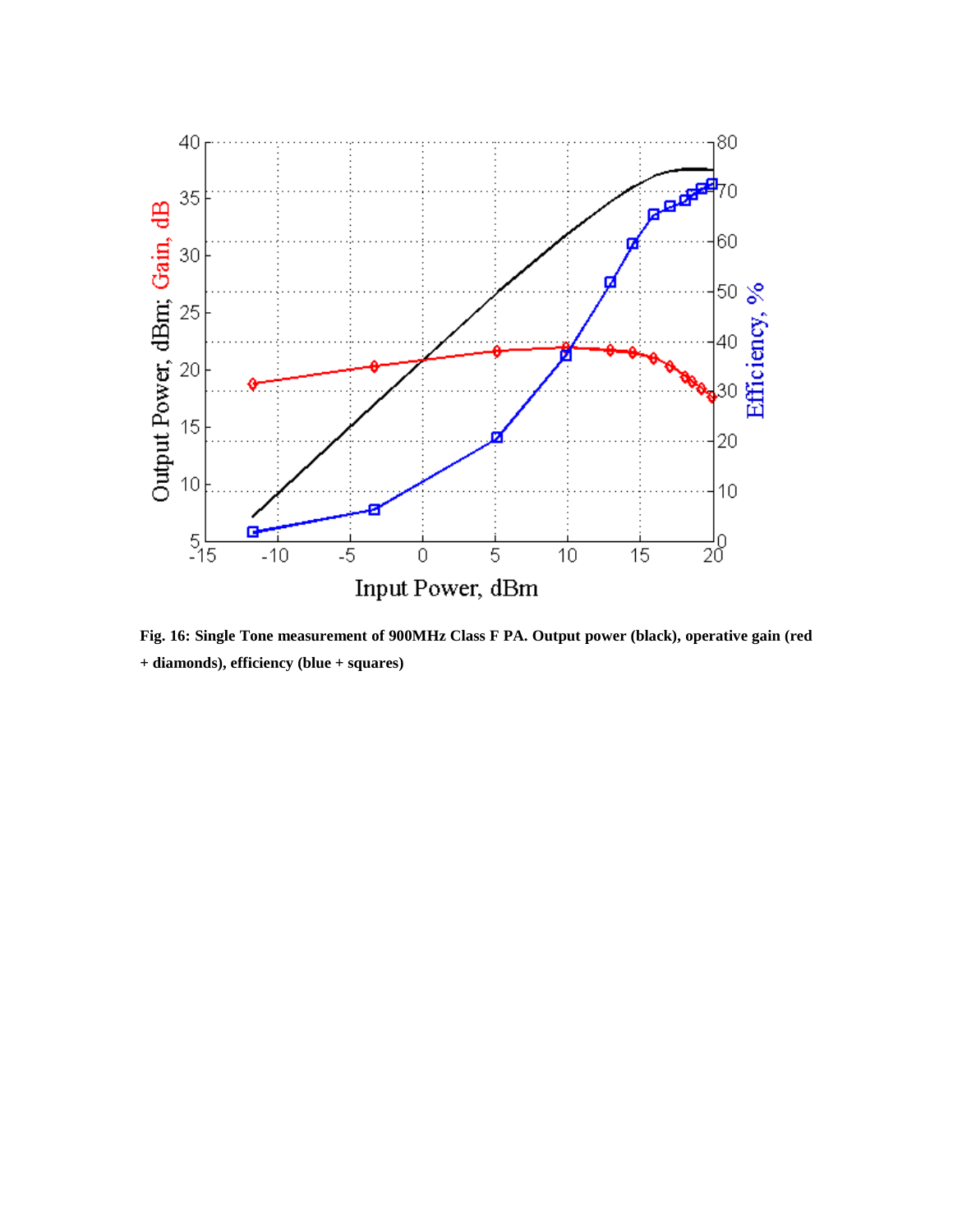**Fig. 16: Single Tone measurement of 900MHz Class F PA. Output power (black), operative gain (red + diamonds), efficiency (blue + squares)**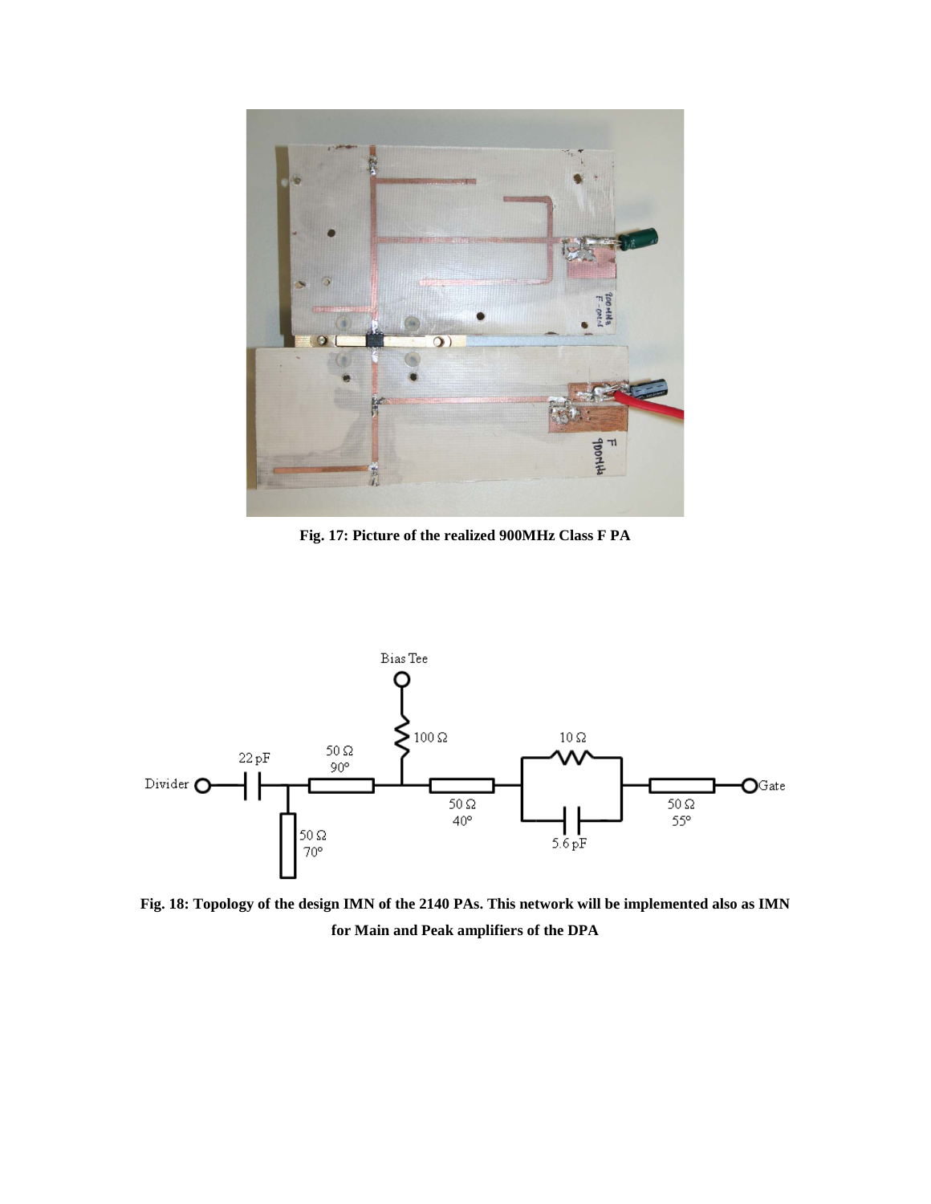**Fig. 17: Picture of the realized 900MHz Class F PA**

**Fig. 18: Topology of the design IMN of the 2140 PAs. This network will be implemented also as IMN for Main and Peak amplifiers of the DPA**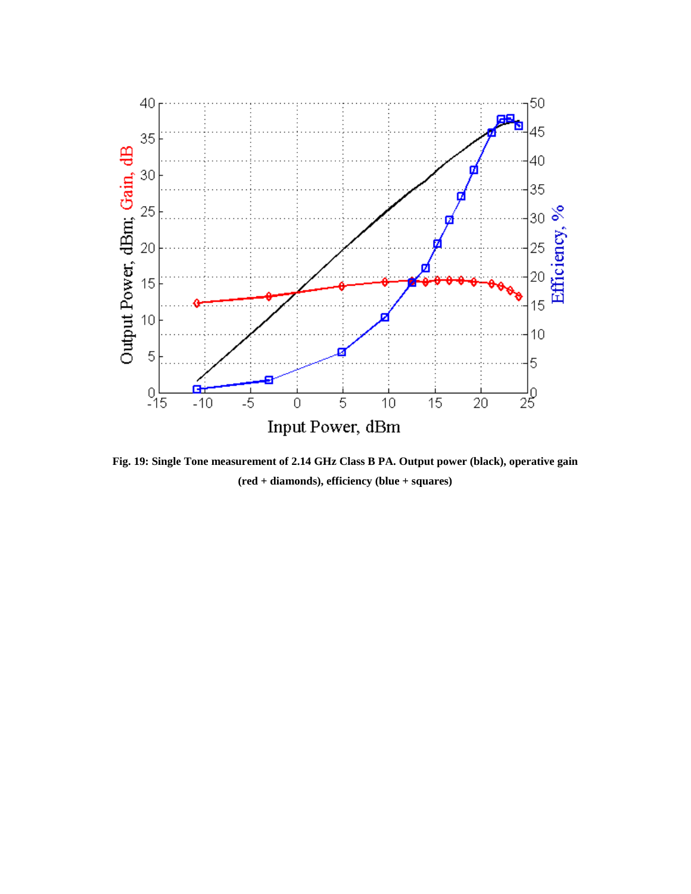**Fig. 19: Single Tone measurement of 2.14 GHz Class B PA. Output power (black), operative gain (red + diamonds), efficiency (blue + squares)**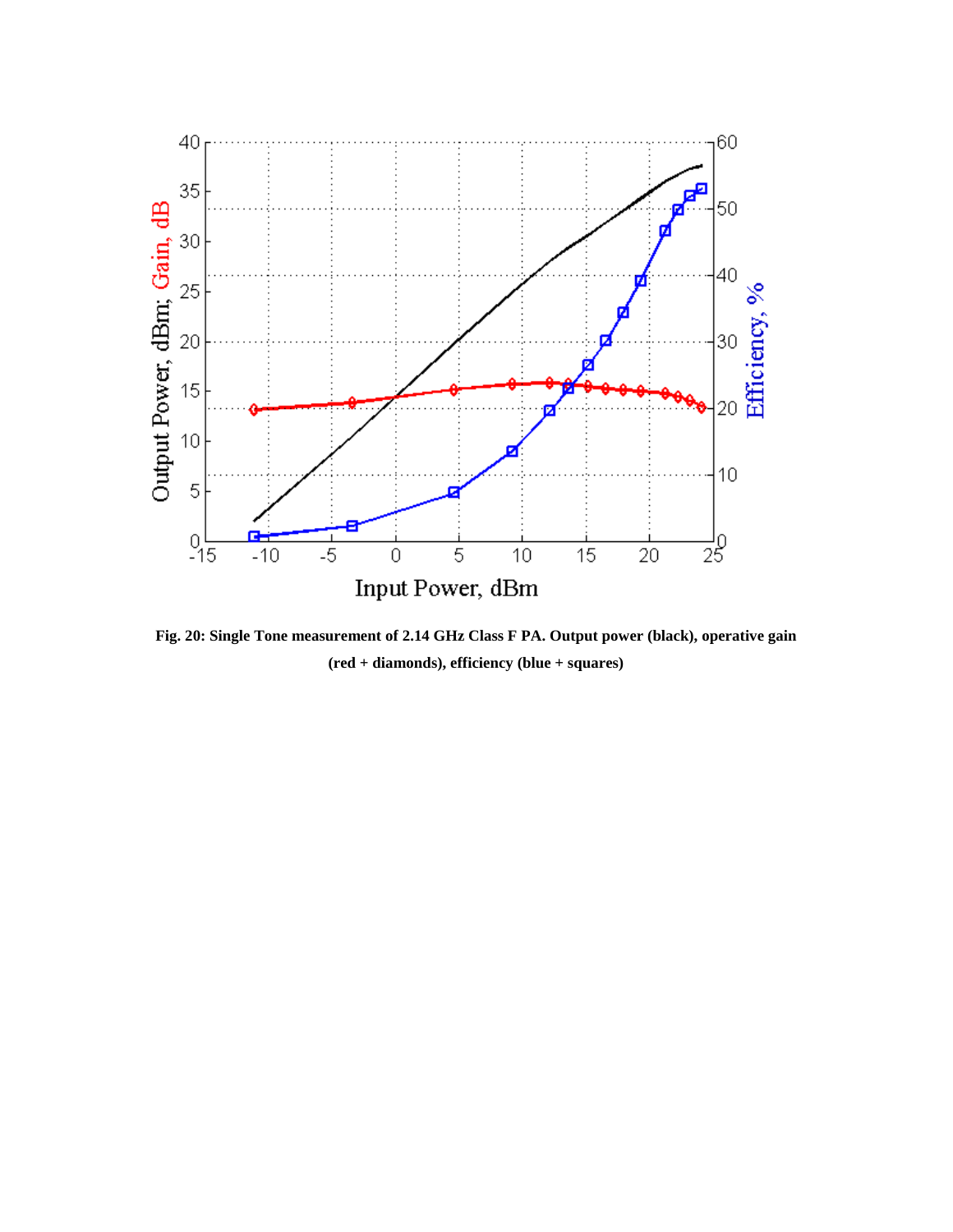**Fig. 20: Single Tone measurement of 2.14 GHz Class F PA. Output power (black), operative gain (red + diamonds), efficiency (blue + squares)**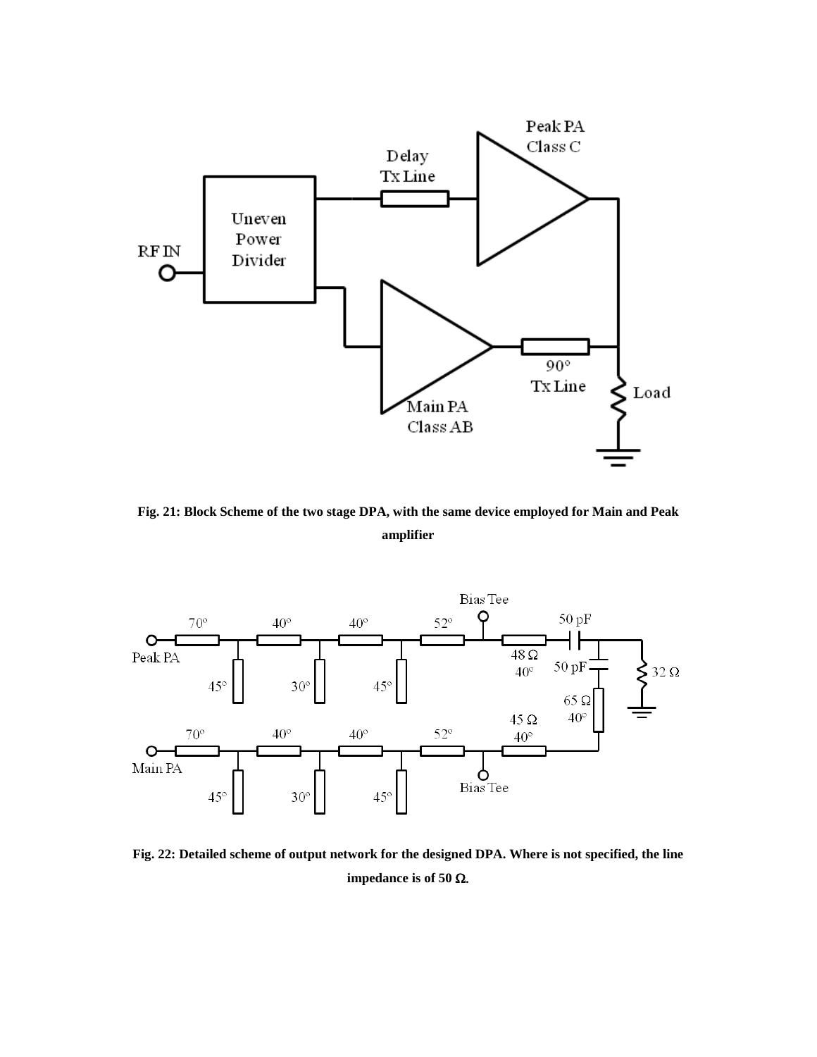**Fig. 21: Block Scheme of the two stage DPA, with the same device employed for Main and Peak amplifier**

**Fig. 22: Detailed scheme of output network for the designed DPA. Where is not specified, the line impedance is of 50 Ω.**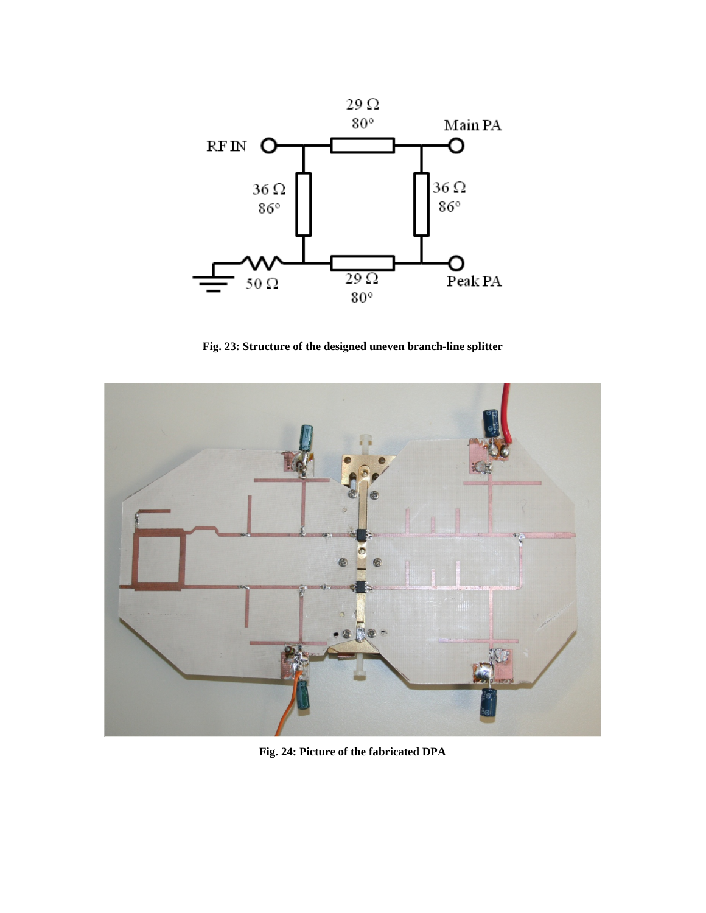**Fig. 23: Structure of the designed uneven branch-line splitter**

**Fig. 24: Picture of the fabricated DPA**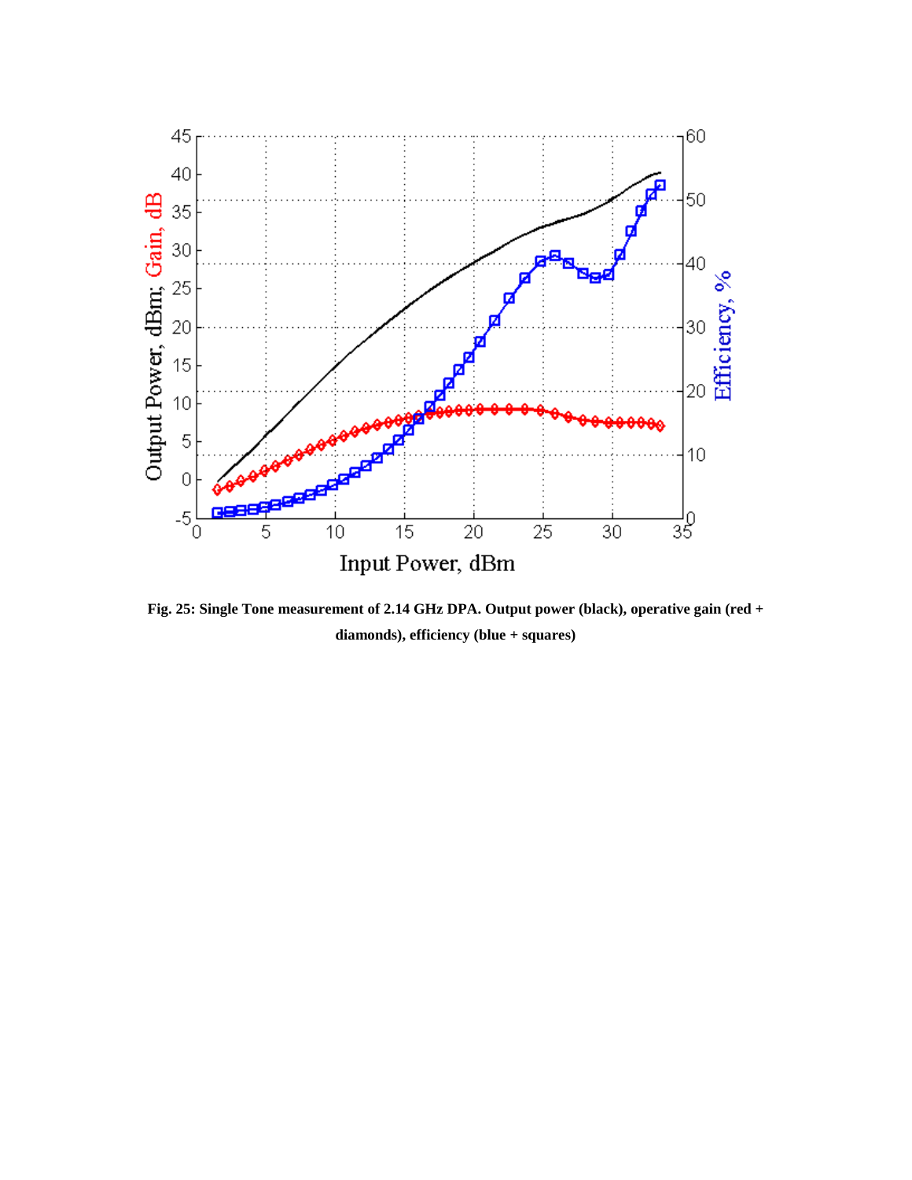Output Power, dBm; Gain, dB

Efficiency, %

Input Power, dBm

45
40
35
30
25
20
15
10
5
0
-5

60
50
40
30
20
10
0

0 5 10 15 20 25 30 35

**Fig. 25: Single Tone measurement of 2.14 GHz DPA. Output power (black), operative gain (red + diamonds), efficiency (blue + squares)**